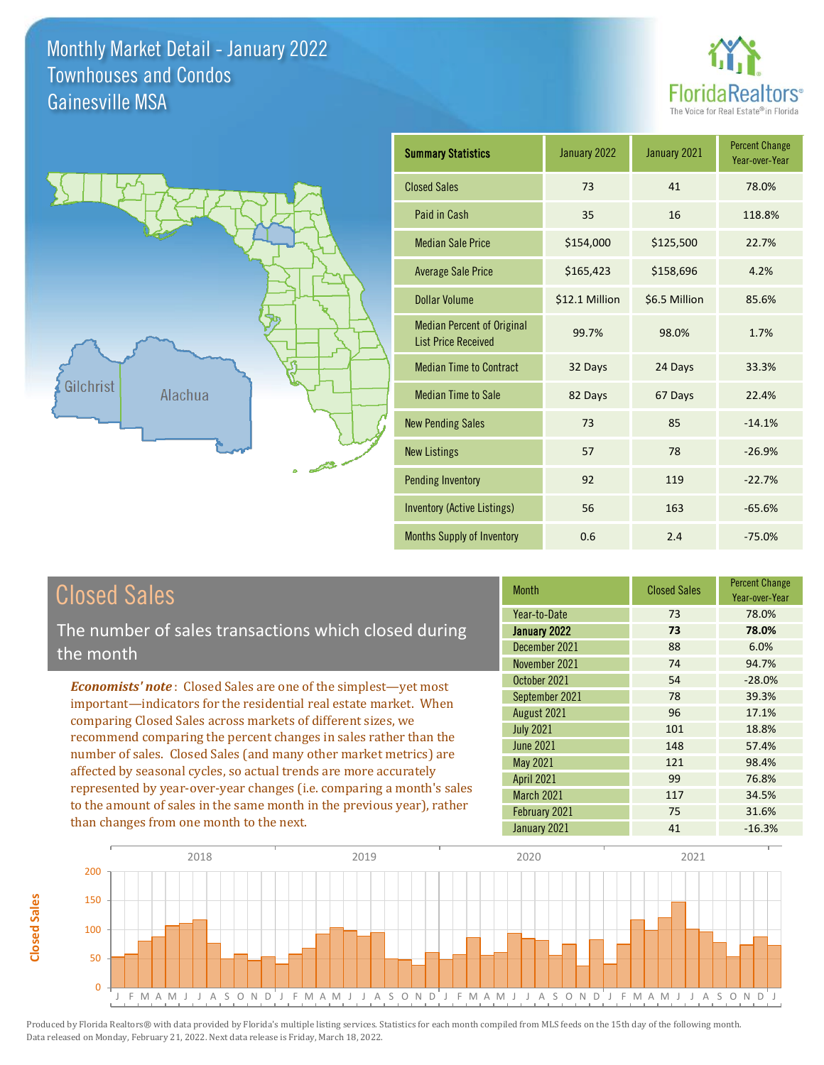# Monthly Market Detail - January 2022
## Townhouses and Condos
## Gainesville MSA

FloridaRealtors® The Voice for Real Estate® in Florida

| Summary Statistics | January 2022 | January 2021 | Percent Change Year-over-Year |
|---|---|---|---|
| Closed Sales | 73 | 41 | 78.0% |
| Paid in Cash | 35 | 16 | 118.8% |
| Median Sale Price | $154,000 | $125,500 | 22.7% |
| Average Sale Price | $165,423 | $158,696 | 4.2% |
| Dollar Volume | $12.1 Million | $6.5 Million | 85.6% |
| Median Percent of Original List Price Received | 99.7% | 98.0% | 1.7% |
| Median Time to Contract | 32 Days | 24 Days | 33.3% |
| Median Time to Sale | 82 Days | 67 Days | 22.4% |
| New Pending Sales | 73 | 85 | -14.1% |
| New Listings | 57 | 78 | -26.9% |
| Pending Inventory | 92 | 119 | -22.7% |
| Inventory (Active Listings) | 56 | 163 | -65.6% |
| Months Supply of Inventory | 0.6 | 2.4 | -75.0% |

## Closed Sales

The number of sales transactions which closed during the month

*Economists' note*: Closed Sales are one of the simplest—yet most important—indicators for the residential real estate market. When comparing Closed Sales across markets of different sizes, we recommend comparing the percent changes in sales rather than the number of sales. Closed Sales (and many other market metrics) are affected by seasonal cycles, so actual trends are more accurately represented by year-over-year changes (i.e. comparing a month's sales to the amount of sales in the same month in the previous year), rather than changes from one month to the next.

| Month | Closed Sales | Percent Change Year-over-Year |
|---|---|---|
| Year-to-Date | 73 | 78.0% |
| **January 2022** | **73** | **78.0%** |
| December 2021 | 88 | 6.0% |
| November 2021 | 74 | 94.7% |
| October 2021 | 54 | -28.0% |
| September 2021 | 78 | 39.3% |
| August 2021 | 96 | 17.1% |
| July 2021 | 101 | 18.8% |
| June 2021 | 148 | 57.4% |
| May 2021 | 121 | 98.4% |
| April 2021 | 99 | 76.8% |
| March 2021 | 117 | 34.5% |
| February 2021 | 75 | 31.6% |
| January 2021 | 41 | -16.3% |

Produced by Florida Realtors® with data provided by Florida's multiple listing services. Statistics for each month compiled from MLS feeds on the 15th day of the following month. Data released on Monday, February 21, 2022. Next data release is Friday, March 18, 2022.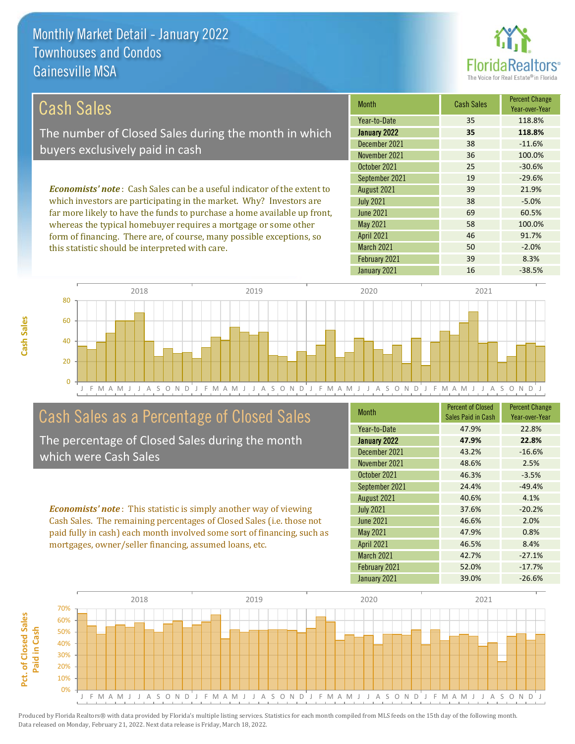Monthly Market Detail - January 2022
Townhouses and Condos
Gainesville MSA

## Cash Sales

The number of Closed Sales during the month in which buyers exclusively paid in cash

*Economists' note*: Cash Sales can be a useful indicator of the extent to which investors are participating in the market. Why? Investors are far more likely to have the funds to purchase a home available up front, whereas the typical homebuyer requires a mortgage or some other form of financing. There are, of course, many possible exceptions, so this statistic should be interpreted with care.

| Month | Cash Sales | Percent Change Year-over-Year |
|---|---|---|
| Year-to-Date | 35 | 118.8% |
| **January 2022** | **35** | **118.8%** |
| December 2021 | 38 | -11.6% |
| November 2021 | 36 | 100.0% |
| October 2021 | 25 | -30.6% |
| September 2021 | 19 | -29.6% |
| August 2021 | 39 | 21.9% |
| July 2021 | 38 | -5.0% |
| June 2021 | 69 | 60.5% |
| May 2021 | 58 | 100.0% |
| April 2021 | 46 | 91.7% |
| March 2021 | 50 | -2.0% |
| February 2021 | 39 | 8.3% |
| January 2021 | 16 | -38.5% |

## Cash Sales as a Percentage of Closed Sales

The percentage of Closed Sales during the month which were Cash Sales

*Economists' note*: This statistic is simply another way of viewing Cash Sales. The remaining percentages of Closed Sales (i.e. those not paid fully in cash) each month involved some sort of financing, such as mortgages, owner/seller financing, assumed loans, etc.

| Month | Percent of Closed Sales Paid in Cash | Percent Change Year-over-Year |
|---|---|---|
| Year-to-Date | 47.9% | 22.8% |
| **January 2022** | **47.9%** | **22.8%** |
| December 2021 | 43.2% | -16.6% |
| November 2021 | 48.6% | 2.5% |
| October 2021 | 46.3% | -3.5% |
| September 2021 | 24.4% | -49.4% |
| August 2021 | 40.6% | 4.1% |
| July 2021 | 37.6% | -20.2% |
| June 2021 | 46.6% | 2.0% |
| May 2021 | 47.9% | 0.8% |
| April 2021 | 46.5% | 8.4% |
| March 2021 | 42.7% | -27.1% |
| February 2021 | 52.0% | -17.7% |
| January 2021 | 39.0% | -26.6% |

Produced by Florida Realtors® with data provided by Florida's multiple listing services. Statistics for each month compiled from MLS feeds on the 15th day of the following month. Data released on Monday, February 21, 2022. Next data release is Friday, March 18, 2022.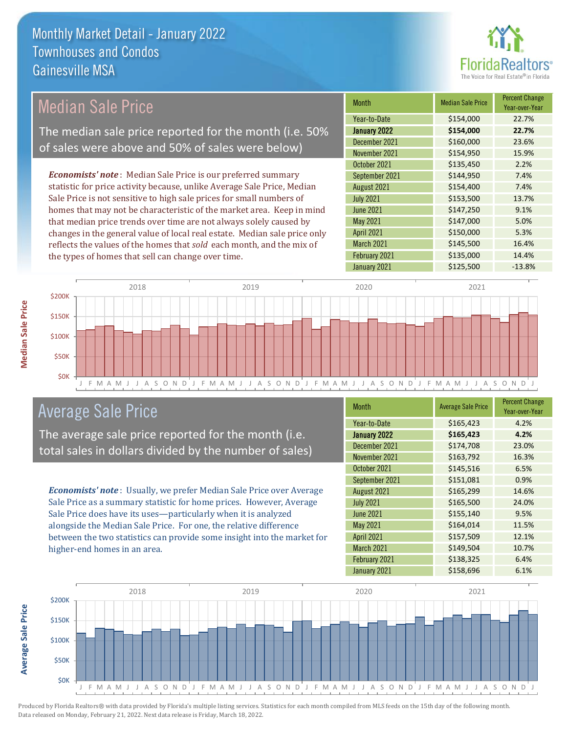# Monthly Market Detail - January 2022
## Townhouses and Condos
## Gainesville MSA

## Median Sale Price

The median sale price reported for the month (i.e. 50% of sales were above and 50% of sales were below)

***Economists' note***: Median Sale Price is our preferred summary statistic for price activity because, unlike Average Sale Price, Median Sale Price is not sensitive to high sale prices for small numbers of homes that may not be characteristic of the market area. Keep in mind that median price trends over time are not always solely caused by changes in the general value of local real estate. Median sale price only reflects the values of the homes that *sold* each month, and the mix of the types of homes that sell can change over time.

| Month | Median Sale Price | Percent Change Year-over-Year |
|---|---|---|
| Year-to-Date | $154,000 | 22.7% |
| **January 2022** | **$154,000** | **22.7%** |
| December 2021 | $160,000 | 23.6% |
| November 2021 | $154,950 | 15.9% |
| October 2021 | $135,450 | 2.2% |
| September 2021 | $144,950 | 7.4% |
| August 2021 | $154,400 | 7.4% |
| July 2021 | $153,500 | 13.7% |
| June 2021 | $147,250 | 9.1% |
| May 2021 | $147,000 | 5.0% |
| April 2021 | $150,000 | 5.3% |
| March 2021 | $145,500 | 16.4% |
| February 2021 | $135,000 | 14.4% |
| January 2021 | $125,500 | -13.8% |

## Average Sale Price

The average sale price reported for the month (i.e. total sales in dollars divided by the number of sales)

***Economists' note***: Usually, we prefer Median Sale Price over Average Sale Price as a summary statistic for home prices. However, Average Sale Price does have its uses—particularly when it is analyzed alongside the Median Sale Price. For one, the relative difference between the two statistics can provide some insight into the market for higher-end homes in an area.

| Month | Average Sale Price | Percent Change Year-over-Year |
|---|---|---|
| Year-to-Date | $165,423 | 4.2% |
| **January 2022** | **$165,423** | **4.2%** |
| December 2021 | $174,708 | 23.0% |
| November 2021 | $163,792 | 16.3% |
| October 2021 | $145,516 | 6.5% |
| September 2021 | $151,081 | 0.9% |
| August 2021 | $165,299 | 14.6% |
| July 2021 | $165,500 | 24.0% |
| June 2021 | $155,140 | 9.5% |
| May 2021 | $164,014 | 11.5% |
| April 2021 | $157,509 | 12.1% |
| March 2021 | $149,504 | 10.7% |
| February 2021 | $138,325 | 6.4% |
| January 2021 | $158,696 | 6.1% |

Produced by Florida Realtors® with data provided by Florida's multiple listing services. Statistics for each month compiled from MLS feeds on the 15th day of the following month. Data released on Monday, February 21, 2022. Next data release is Friday, March 18, 2022.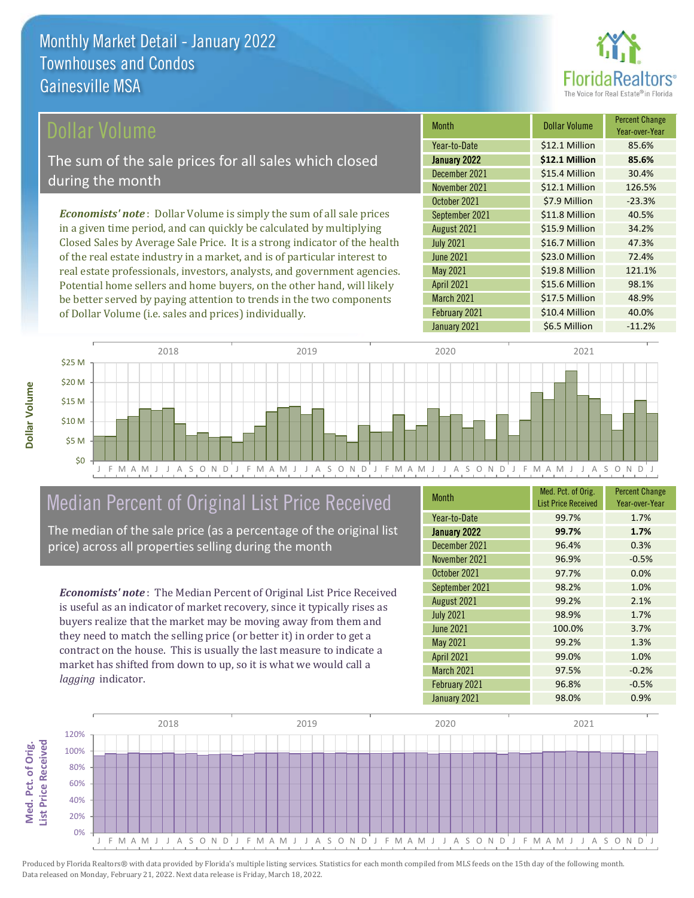# Monthly Market Detail - January 2022
## Townhouses and Condos
## Gainesville MSA

## Dollar Volume

The sum of the sale prices for all sales which closed during the month

*Economists' note*: Dollar Volume is simply the sum of all sale prices in a given time period, and can quickly be calculated by multiplying Closed Sales by Average Sale Price. It is a strong indicator of the health of the real estate industry in a market, and is of particular interest to real estate professionals, investors, analysts, and government agencies. Potential home sellers and home buyers, on the other hand, will likely be better served by paying attention to trends in the two components of Dollar Volume (i.e. sales and prices) individually.

| Month | Dollar Volume | Percent Change Year-over-Year |
|---|---|---|
| Year-to-Date | $12.1 Million | 85.6% |
| **January 2022** | **$12.1 Million** | **85.6%** |
| December 2021 | $15.4 Million | 30.4% |
| November 2021 | $12.1 Million | 126.5% |
| October 2021 | $7.9 Million | -23.3% |
| September 2021 | $11.8 Million | 40.5% |
| August 2021 | $15.9 Million | 34.2% |
| July 2021 | $16.7 Million | 47.3% |
| June 2021 | $23.0 Million | 72.4% |
| May 2021 | $19.8 Million | 121.1% |
| April 2021 | $15.6 Million | 98.1% |
| March 2021 | $17.5 Million | 48.9% |
| February 2021 | $10.4 Million | 40.0% |
| January 2021 | $6.5 Million | -11.2% |

## Median Percent of Original List Price Received

The median of the sale price (as a percentage of the original list price) across all properties selling during the month

*Economists' note*: The Median Percent of Original List Price Received is useful as an indicator of market recovery, since it typically rises as buyers realize that the market may be moving away from them and they need to match the selling price (or better it) in order to get a contract on the house. This is usually the last measure to indicate a market has shifted from down to up, so it is what we would call a *lagging* indicator.

| Month | Med. Pct. of Orig. List Price Received | Percent Change Year-over-Year |
|---|---|---|
| Year-to-Date | 99.7% | 1.7% |
| **January 2022** | **99.7%** | **1.7%** |
| December 2021 | 96.4% | 0.3% |
| November 2021 | 96.9% | -0.5% |
| October 2021 | 97.7% | 0.0% |
| September 2021 | 98.2% | 1.0% |
| August 2021 | 99.2% | 2.1% |
| July 2021 | 98.9% | 1.7% |
| June 2021 | 100.0% | 3.7% |
| May 2021 | 99.2% | 1.3% |
| April 2021 | 99.0% | 1.0% |
| March 2021 | 97.5% | -0.2% |
| February 2021 | 96.8% | -0.5% |
| January 2021 | 98.0% | 0.9% |

Produced by Florida Realtors® with data provided by Florida's multiple listing services. Statistics for each month compiled from MLS feeds on the 15th day of the following month. Data released on Monday, February 21, 2022. Next data release is Friday, March 18, 2022.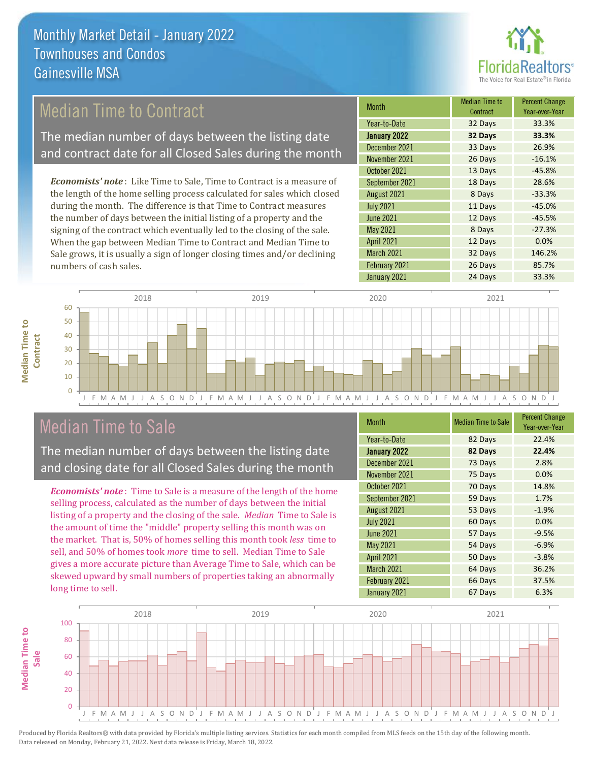# Monthly Market Detail - January 2022
## Townhouses and Condos
## Gainesville MSA

## Median Time to Contract

The median number of days between the listing date and contract date for all Closed Sales during the month

*Economists' note*: Like Time to Sale, Time to Contract is a measure of the length of the home selling process calculated for sales which closed during the month. The difference is that Time to Contract measures the number of days between the initial listing of a property and the signing of the contract which eventually led to the closing of the sale. When the gap between Median Time to Contract and Median Time to Sale grows, it is usually a sign of longer closing times and/or declining numbers of cash sales.

| Month | Median Time to Contract | Percent Change Year-over-Year |
|---|---|---|
| Year-to-Date | 32 Days | 33.3% |
| **January 2022** | **32 Days** | **33.3%** |
| December 2021 | 33 Days | 26.9% |
| November 2021 | 26 Days | -16.1% |
| October 2021 | 13 Days | -45.8% |
| September 2021 | 18 Days | 28.6% |
| August 2021 | 8 Days | -33.3% |
| July 2021 | 11 Days | -45.0% |
| June 2021 | 12 Days | -45.5% |
| May 2021 | 8 Days | -27.3% |
| April 2021 | 12 Days | 0.0% |
| March 2021 | 32 Days | 146.2% |
| February 2021 | 26 Days | 85.7% |
| January 2021 | 24 Days | 33.3% |

## Median Time to Sale

The median number of days between the listing date and closing date for all Closed Sales during the month

*Economists' note*: Time to Sale is a measure of the length of the home selling process, calculated as the number of days between the initial listing of a property and the closing of the sale. *Median* Time to Sale is the amount of time the "middle" property selling this month was on the market. That is, 50% of homes selling this month took *less* time to sell, and 50% of homes took *more* time to sell. Median Time to Sale gives a more accurate picture than Average Time to Sale, which can be skewed upward by small numbers of properties taking an abnormally long time to sell.

| Month | Median Time to Sale | Percent Change Year-over-Year |
|---|---|---|
| Year-to-Date | 82 Days | 22.4% |
| **January 2022** | **82 Days** | **22.4%** |
| December 2021 | 73 Days | 2.8% |
| November 2021 | 75 Days | 0.0% |
| October 2021 | 70 Days | 14.8% |
| September 2021 | 59 Days | 1.7% |
| August 2021 | 53 Days | -1.9% |
| July 2021 | 60 Days | 0.0% |
| June 2021 | 57 Days | -9.5% |
| May 2021 | 54 Days | -6.9% |
| April 2021 | 50 Days | -3.8% |
| March 2021 | 64 Days | 36.2% |
| February 2021 | 66 Days | 37.5% |
| January 2021 | 67 Days | 6.3% |

Produced by Florida Realtors® with data provided by Florida's multiple listing services. Statistics for each month compiled from MLS feeds on the 15th day of the following month. Data released on Monday, February 21, 2022. Next data release is Friday, March 18, 2022.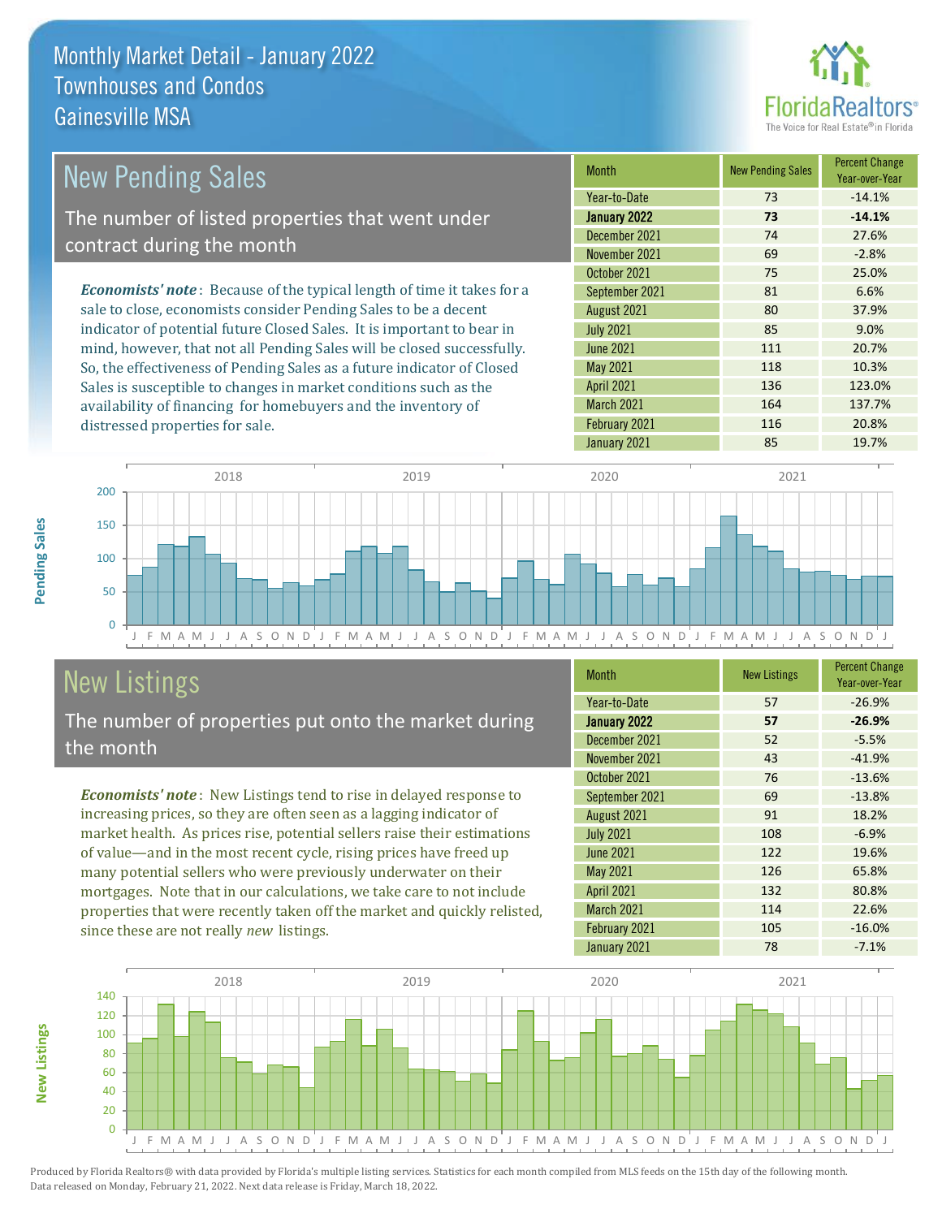# Monthly Market Detail - January 2022
## Townhouses and Condos
## Gainesville MSA

## New Pending Sales

The number of listed properties that went under contract during the month

***Economists' note***: Because of the typical length of time it takes for a sale to close, economists consider Pending Sales to be a decent indicator of potential future Closed Sales. It is important to bear in mind, however, that not all Pending Sales will be closed successfully. So, the effectiveness of Pending Sales as a future indicator of Closed Sales is susceptible to changes in market conditions such as the availability of financing for homebuyers and the inventory of distressed properties for sale.

| Month | New Pending Sales | Percent Change Year-over-Year |
|---|---|---|
| Year-to-Date | 73 | -14.1% |
| **January 2022** | **73** | **-14.1%** |
| December 2021 | 74 | 27.6% |
| November 2021 | 69 | -2.8% |
| October 2021 | 75 | 25.0% |
| September 2021 | 81 | 6.6% |
| August 2021 | 80 | 37.9% |
| July 2021 | 85 | 9.0% |
| June 2021 | 111 | 20.7% |
| May 2021 | 118 | 10.3% |
| April 2021 | 136 | 123.0% |
| March 2021 | 164 | 137.7% |
| February 2021 | 116 | 20.8% |
| January 2021 | 85 | 19.7% |

## New Listings

The number of properties put onto the market during the month

***Economists' note***: New Listings tend to rise in delayed response to increasing prices, so they are often seen as a lagging indicator of market health. As prices rise, potential sellers raise their estimations of value—and in the most recent cycle, rising prices have freed up many potential sellers who were previously underwater on their mortgages. Note that in our calculations, we take care to not include properties that were recently taken off the market and quickly relisted, since these are not really *new* listings.

| Month | New Listings | Percent Change Year-over-Year |
|---|---|---|
| Year-to-Date | 57 | -26.9% |
| **January 2022** | **57** | **-26.9%** |
| December 2021 | 52 | -5.5% |
| November 2021 | 43 | -41.9% |
| October 2021 | 76 | -13.6% |
| September 2021 | 69 | -13.8% |
| August 2021 | 91 | 18.2% |
| July 2021 | 108 | -6.9% |
| June 2021 | 122 | 19.6% |
| May 2021 | 126 | 65.8% |
| April 2021 | 132 | 80.8% |
| March 2021 | 114 | 22.6% |
| February 2021 | 105 | -16.0% |
| January 2021 | 78 | -7.1% |

Produced by Florida Realtors® with data provided by Florida's multiple listing services. Statistics for each month compiled from MLS feeds on the 15th day of the following month. Data released on Monday, February 21, 2022. Next data release is Friday, March 18, 2022.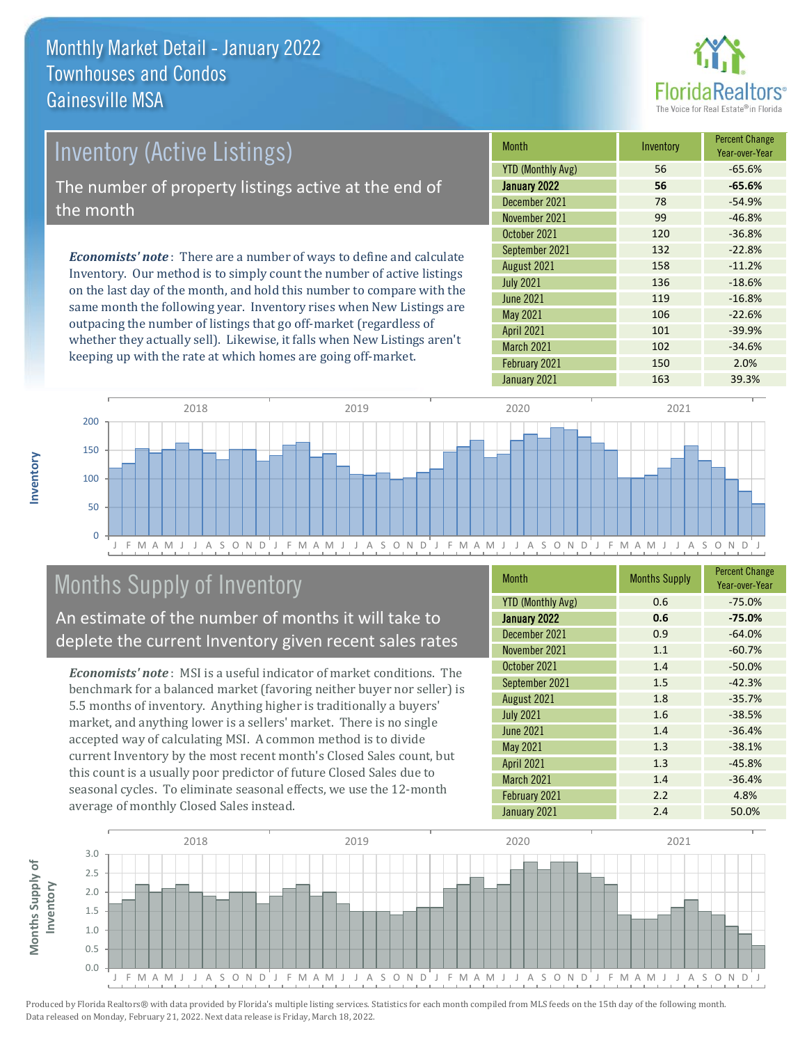# Monthly Market Detail - January 2022
## Townhouses and Condos
## Gainesville MSA

## Inventory (Active Listings)

The number of property listings active at the end of the month

***Economists' note***: There are a number of ways to define and calculate Inventory. Our method is to simply count the number of active listings on the last day of the month, and hold this number to compare with the same month the following year. Inventory rises when New Listings are outpacing the number of listings that go off-market (regardless of whether they actually sell). Likewise, it falls when New Listings aren't keeping up with the rate at which homes are going off-market.

| Month | Inventory | Percent Change Year-over-Year |
|---|---|---|
| YTD (Monthly Avg) | 56 | -65.6% |
| **January 2022** | **56** | **-65.6%** |
| December 2021 | 78 | -54.9% |
| November 2021 | 99 | -46.8% |
| October 2021 | 120 | -36.8% |
| September 2021 | 132 | -22.8% |
| August 2021 | 158 | -11.2% |
| July 2021 | 136 | -18.6% |
| June 2021 | 119 | -16.8% |
| May 2021 | 106 | -22.6% |
| April 2021 | 101 | -39.9% |
| March 2021 | 102 | -34.6% |
| February 2021 | 150 | 2.0% |
| January 2021 | 163 | 39.3% |

## Months Supply of Inventory

An estimate of the number of months it will take to deplete the current Inventory given recent sales rates

***Economists' note***: MSI is a useful indicator of market conditions. The benchmark for a balanced market (favoring neither buyer nor seller) is 5.5 months of inventory. Anything higher is traditionally a buyers' market, and anything lower is a sellers' market. There is no single accepted way of calculating MSI. A common method is to divide current Inventory by the most recent month's Closed Sales count, but this count is a usually poor predictor of future Closed Sales due to seasonal cycles. To eliminate seasonal effects, we use the 12-month average of monthly Closed Sales instead.

| Month | Months Supply | Percent Change Year-over-Year |
|---|---|---|
| YTD (Monthly Avg) | 0.6 | -75.0% |
| **January 2022** | **0.6** | **-75.0%** |
| December 2021 | 0.9 | -64.0% |
| November 2021 | 1.1 | -60.7% |
| October 2021 | 1.4 | -50.0% |
| September 2021 | 1.5 | -42.3% |
| August 2021 | 1.8 | -35.7% |
| July 2021 | 1.6 | -38.5% |
| June 2021 | 1.4 | -36.4% |
| May 2021 | 1.3 | -38.1% |
| April 2021 | 1.3 | -45.8% |
| March 2021 | 1.4 | -36.4% |
| February 2021 | 2.2 | 4.8% |
| January 2021 | 2.4 | 50.0% |

Produced by Florida Realtors® with data provided by Florida's multiple listing services. Statistics for each month compiled from MLS feeds on the 15th day of the following month. Data released on Monday, February 21, 2022. Next data release is Friday, March 18, 2022.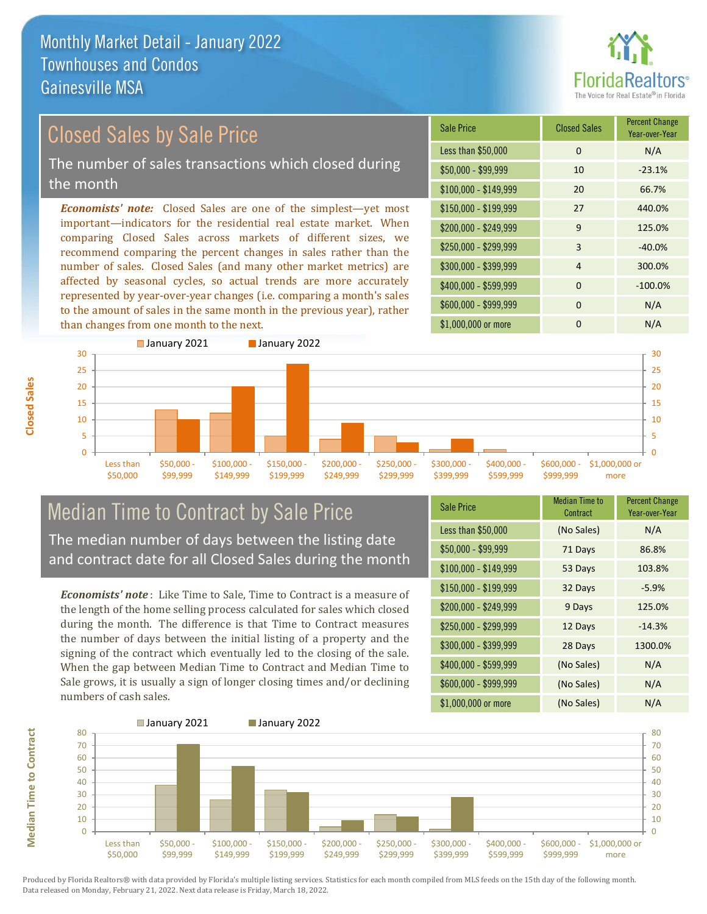# Monthly Market Detail - January 2022
## Townhouses and Condos
## Gainesville MSA

## Closed Sales by Sale Price

The number of sales transactions which closed during the month

*Economists' note:* Closed Sales are one of the simplest—yet most important—indicators for the residential real estate market. When comparing Closed Sales across markets of different sizes, we recommend comparing the percent changes in sales rather than the number of sales. Closed Sales (and many other market metrics) are affected by seasonal cycles, so actual trends are more accurately represented by year-over-year changes (i.e. comparing a month's sales to the amount of sales in the same month in the previous year), rather than changes from one month to the next.

| Sale Price | Closed Sales | Percent Change Year-over-Year |
|---|---|---|
| Less than $50,000 | 0 | N/A |
| $50,000 - $99,999 | 10 | -23.1% |
| $100,000 - $149,999 | 20 | 66.7% |
| $150,000 - $199,999 | 27 | 440.0% |
| $200,000 - $249,999 | 9 | 125.0% |
| $250,000 - $299,999 | 3 | -40.0% |
| $300,000 - $399,999 | 4 | 300.0% |
| $400,000 - $599,999 | 0 | -100.0% |
| $600,000 - $999,999 | 0 | N/A |
| $1,000,000 or more | 0 | N/A |

## Median Time to Contract by Sale Price

The median number of days between the listing date and contract date for all Closed Sales during the month

*Economists' note*: Like Time to Sale, Time to Contract is a measure of the length of the home selling process calculated for sales which closed during the month. The difference is that Time to Contract measures the number of days between the initial listing of a property and the signing of the contract which eventually led to the closing of the sale. When the gap between Median Time to Contract and Median Time to Sale grows, it is usually a sign of longer closing times and/or declining numbers of cash sales.

| Sale Price | Median Time to Contract | Percent Change Year-over-Year |
|---|---|---|
| Less than $50,000 | (No Sales) | N/A |
| $50,000 - $99,999 | 71 Days | 86.8% |
| $100,000 - $149,999 | 53 Days | 103.8% |
| $150,000 - $199,999 | 32 Days | -5.9% |
| $200,000 - $249,999 | 9 Days | 125.0% |
| $250,000 - $299,999 | 12 Days | -14.3% |
| $300,000 - $399,999 | 28 Days | 1300.0% |
| $400,000 - $599,999 | (No Sales) | N/A |
| $600,000 - $999,999 | (No Sales) | N/A |
| $1,000,000 or more | (No Sales) | N/A |

Produced by Florida Realtors® with data provided by Florida's multiple listing services. Statistics for each month compiled from MLS feeds on the 15th day of the following month. Data released on Monday, February 21, 2022. Next data release is Friday, March 18, 2022.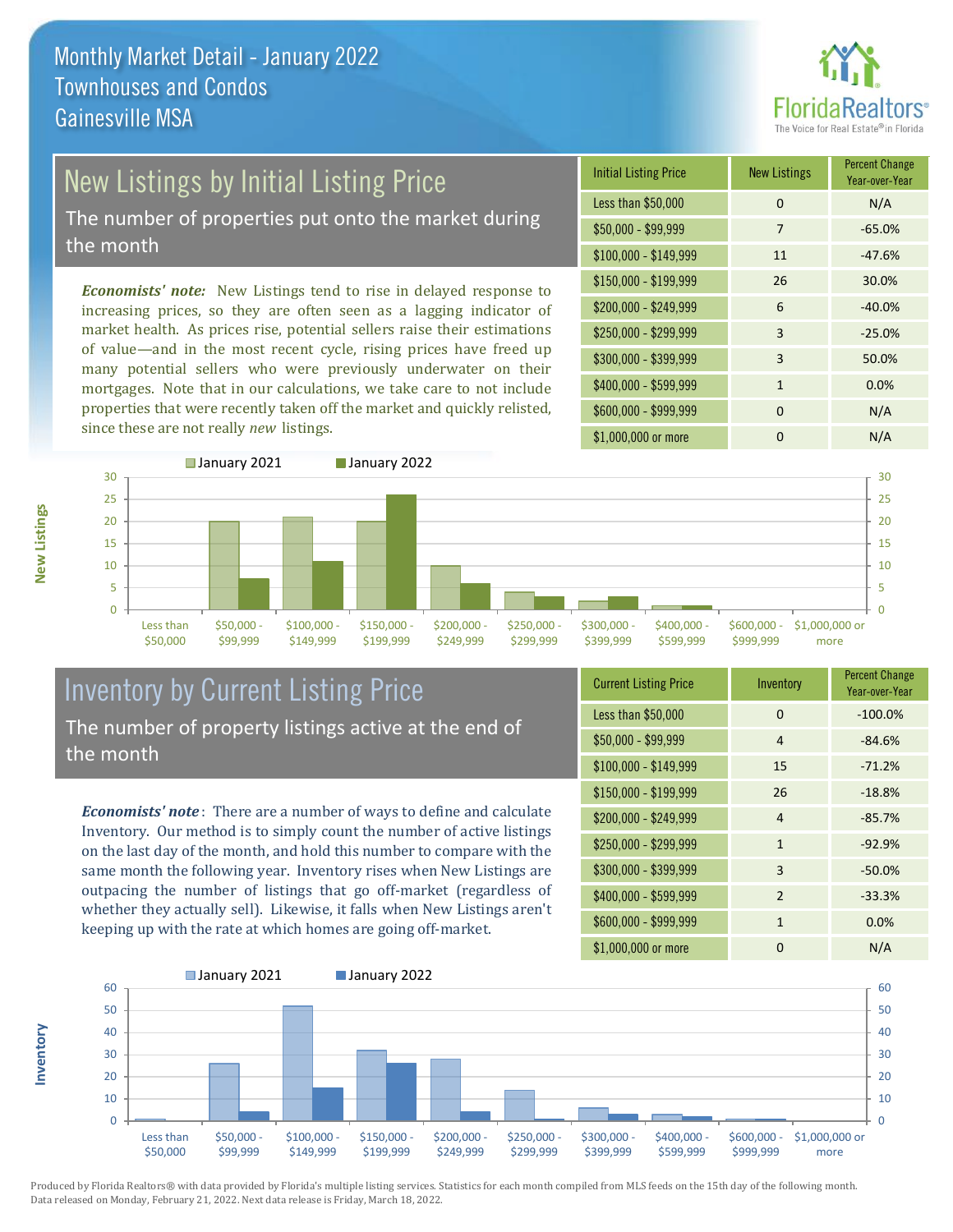# Monthly Market Detail - January 2022
## Townhouses and Condos
## Gainesville MSA

## New Listings by Initial Listing Price

The number of properties put onto the market during the month

*Economists' note:* New Listings tend to rise in delayed response to increasing prices, so they are often seen as a lagging indicator of market health. As prices rise, potential sellers raise their estimations of value—and in the most recent cycle, rising prices have freed up many potential sellers who were previously underwater on their mortgages. Note that in our calculations, we take care to not include properties that were recently taken off the market and quickly relisted, since these are not really *new* listings.

| Initial Listing Price | New Listings | Percent Change Year-over-Year |
|---|---|---|
| Less than $50,000 | 0 | N/A |
| $50,000 - $99,999 | 7 | -65.0% |
| $100,000 - $149,999 | 11 | -47.6% |
| $150,000 - $199,999 | 26 | 30.0% |
| $200,000 - $249,999 | 6 | -40.0% |
| $250,000 - $299,999 | 3 | -25.0% |
| $300,000 - $399,999 | 3 | 50.0% |
| $400,000 - $599,999 | 1 | 0.0% |
| $600,000 - $999,999 | 0 | N/A |
| $1,000,000 or more | 0 | N/A |

## Inventory by Current Listing Price

The number of property listings active at the end of the month

*Economists' note*: There are a number of ways to define and calculate Inventory. Our method is to simply count the number of active listings on the last day of the month, and hold this number to compare with the same month the following year. Inventory rises when New Listings are outpacing the number of listings that go off-market (regardless of whether they actually sell). Likewise, it falls when New Listings aren't keeping up with the rate at which homes are going off-market.

| Current Listing Price | Inventory | Percent Change Year-over-Year |
|---|---|---|
| Less than $50,000 | 0 | -100.0% |
| $50,000 - $99,999 | 4 | -84.6% |
| $100,000 - $149,999 | 15 | -71.2% |
| $150,000 - $199,999 | 26 | -18.8% |
| $200,000 - $249,999 | 4 | -85.7% |
| $250,000 - $299,999 | 1 | -92.9% |
| $300,000 - $399,999 | 3 | -50.0% |
| $400,000 - $599,999 | 2 | -33.3% |
| $600,000 - $999,999 | 1 | 0.0% |
| $1,000,000 or more | 0 | N/A |

Produced by Florida Realtors® with data provided by Florida's multiple listing services. Statistics for each month compiled from MLS feeds on the 15th day of the following month. Data released on Monday, February 21, 2022. Next data release is Friday, March 18, 2022.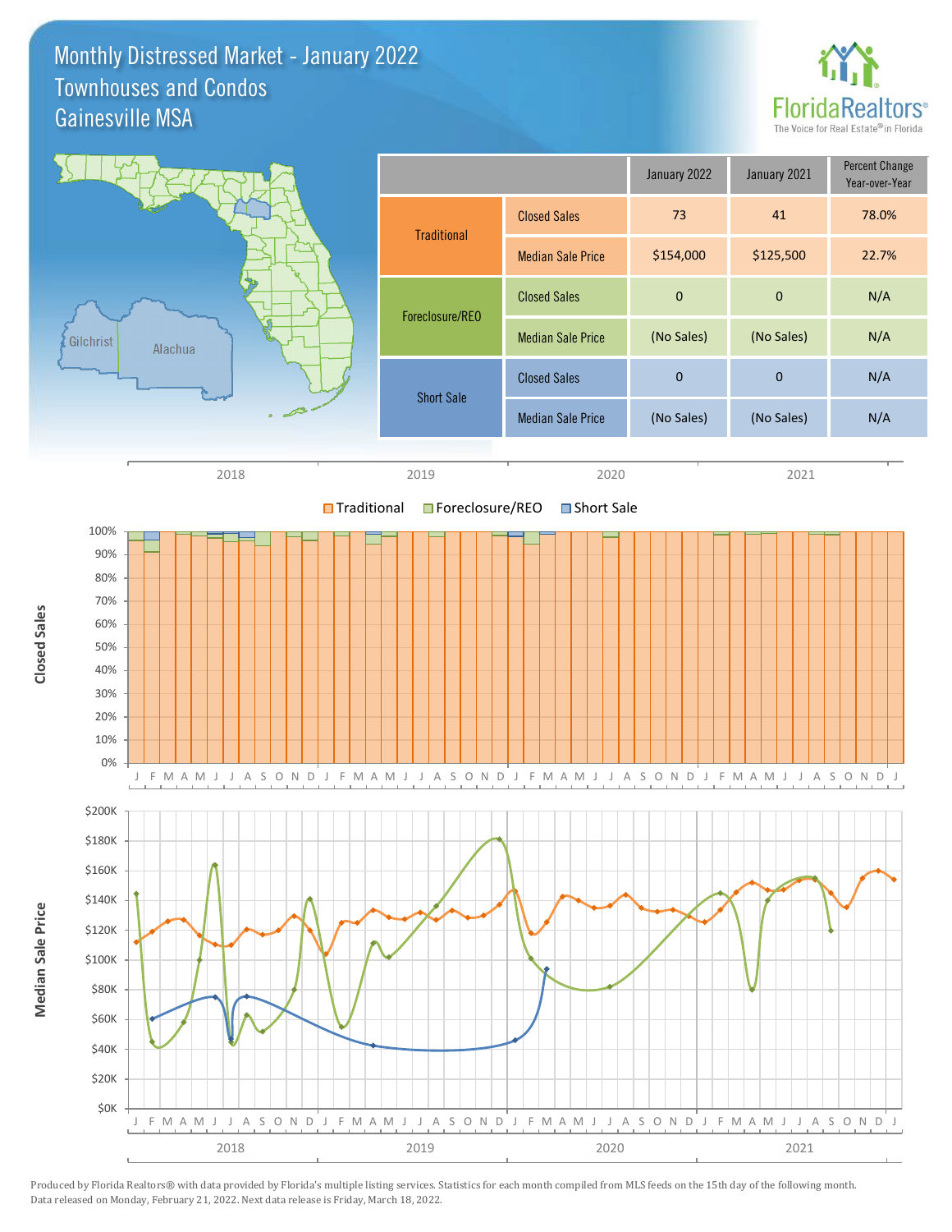# Monthly Distressed Market - January 2022
## Townhouses and Condos
## Gainesville MSA

FloridaRealtors® The Voice for Real Estate® in Florida

Gilchrist
Alachua

| | | January 2022 | January 2021 | Percent Change Year-over-Year |
|---|---|---|---|---|
| Traditional | Closed Sales | 73 | 41 | 78.0% |
| | Median Sale Price | $154,000 | $125,500 | 22.7% |
| Foreclosure/REO | Closed Sales | 0 | 0 | N/A |
| | Median Sale Price | (No Sales) | (No Sales) | N/A |
| Short Sale | Closed Sales | 0 | 0 | N/A |
| | Median Sale Price | (No Sales) | (No Sales) | N/A |

2018
2019
2020
2021

Traditional
Foreclosure/REO
Short Sale

Closed Sales

100%
90%
80%
70%
60%
50%
40%
30%
20%
10%
0%

J F M A M J J A S O N D J F M A M J J A S O N D J F M A M J J A S O N D J F M A M J J A S O N D J

Median Sale Price

$200K
$180K
$160K
$140K
$120K
$100K
$80K
$60K
$40K
$20K
$0K

J F M A M J J A S O N D J F M A M J J A S O N D J F M A M J J A S O N D J F M A M J J A S O N D J

2018
2019
2020
2021

Produced by Florida Realtors® with data provided by Florida's multiple listing services. Statistics for each month compiled from MLS feeds on the 15th day of the following month.
Data released on Monday, February 21, 2022. Next data release is Friday, March 18, 2022.